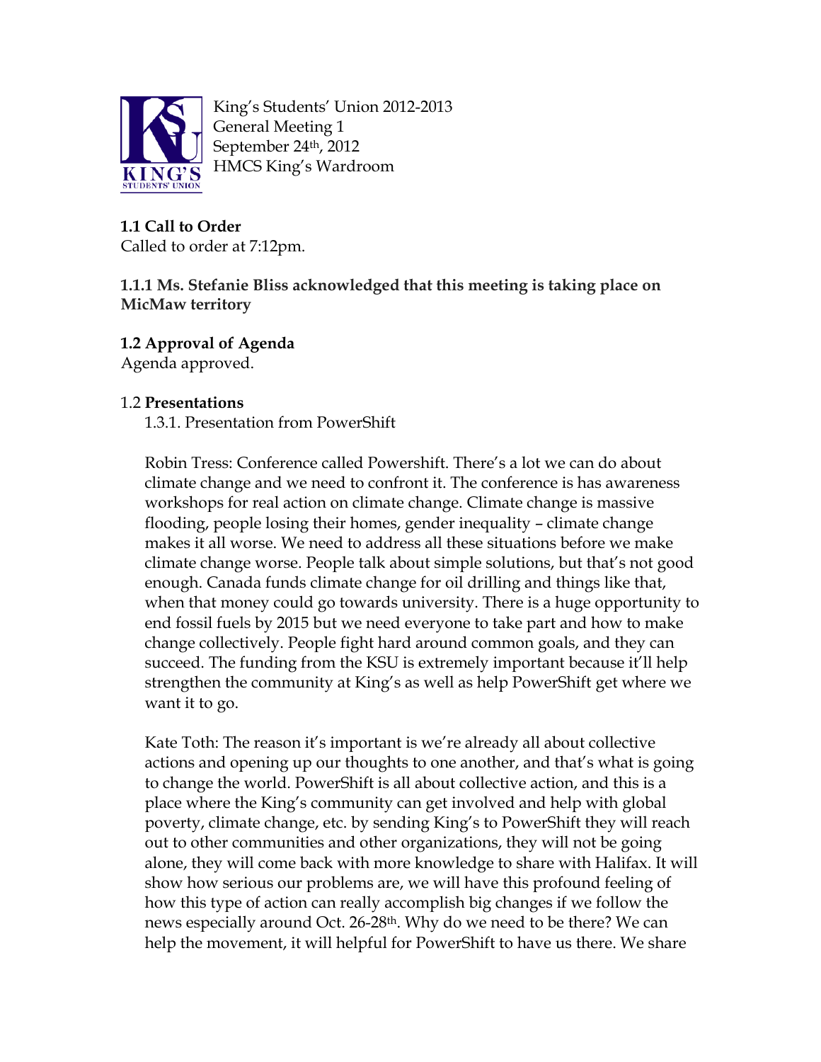King's Students' Union 2012-2013
General Meeting 1
September 24th, 2012
HMCS King's Wardroom

**1.1 Call to Order**
Called to order at 7:12pm.

**1.1.1 Ms. Stefanie Bliss acknowledged that this meeting is taking place on MicMaw territory**

**1.2 Approval of Agenda**
Agenda approved.

1.2 **Presentations**

1.3.1. Presentation from PowerShift

Robin Tress: Conference called Powershift. There's a lot we can do about climate change and we need to confront it. The conference is has awareness workshops for real action on climate change. Climate change is massive flooding, people losing their homes, gender inequality – climate change makes it all worse. We need to address all these situations before we make climate change worse. People talk about simple solutions, but that's not good enough. Canada funds climate change for oil drilling and things like that, when that money could go towards university. There is a huge opportunity to end fossil fuels by 2015 but we need everyone to take part and how to make change collectively. People fight hard around common goals, and they can succeed. The funding from the KSU is extremely important because it'll help strengthen the community at King's as well as help PowerShift get where we want it to go.

Kate Toth: The reason it's important is we're already all about collective actions and opening up our thoughts to one another, and that's what is going to change the world. PowerShift is all about collective action, and this is a place where the King's community can get involved and help with global poverty, climate change, etc. by sending King's to PowerShift they will reach out to other communities and other organizations, they will not be going alone, they will come back with more knowledge to share with Halifax. It will show how serious our problems are, we will have this profound feeling of how this type of action can really accomplish big changes if we follow the news especially around Oct. 26-28th. Why do we need to be there? We can help the movement, it will helpful for PowerShift to have us there. We share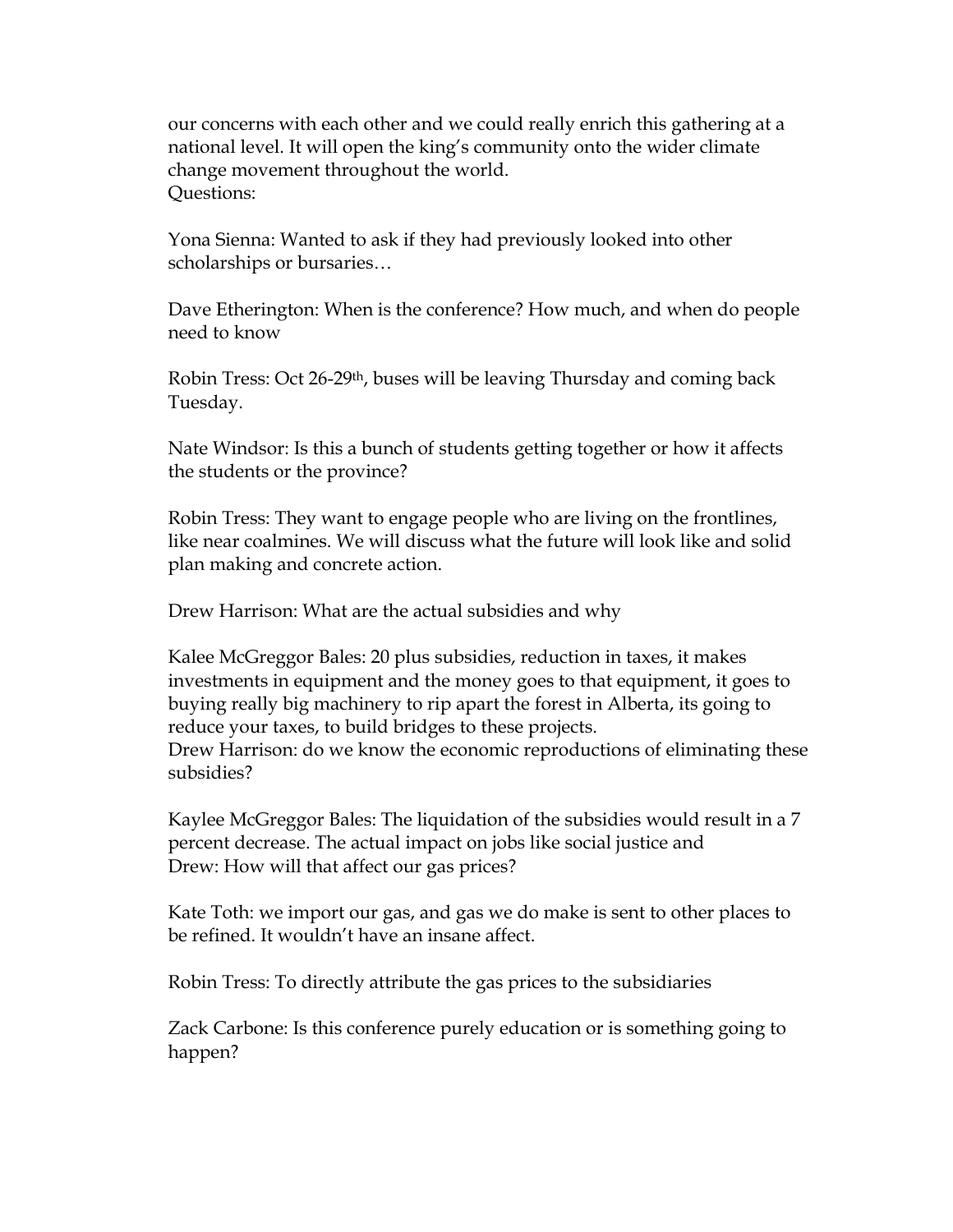our concerns with each other and we could really enrich this gathering at a national level. It will open the king's community onto the wider climate change movement throughout the world.
Questions:

Yona Sienna: Wanted to ask if they had previously looked into other scholarships or bursaries…

Dave Etherington: When is the conference? How much, and when do people need to know

Robin Tress: Oct 26-29th, buses will be leaving Thursday and coming back Tuesday.

Nate Windsor: Is this a bunch of students getting together or how it affects the students or the province?

Robin Tress: They want to engage people who are living on the frontlines, like near coalmines. We will discuss what the future will look like and solid plan making and concrete action.

Drew Harrison: What are the actual subsidies and why

Kalee McGreggor Bales: 20 plus subsidies, reduction in taxes, it makes investments in equipment and the money goes to that equipment, it goes to buying really big machinery to rip apart the forest in Alberta, its going to reduce your taxes, to build bridges to these projects.
Drew Harrison: do we know the economic reproductions of eliminating these subsidies?

Kaylee McGreggor Bales: The liquidation of the subsidies would result in a 7 percent decrease. The actual impact on jobs like social justice and
Drew: How will that affect our gas prices?

Kate Toth: we import our gas, and gas we do make is sent to other places to be refined. It wouldn't have an insane affect.

Robin Tress: To directly attribute the gas prices to the subsidiaries

Zack Carbone: Is this conference purely education or is something going to happen?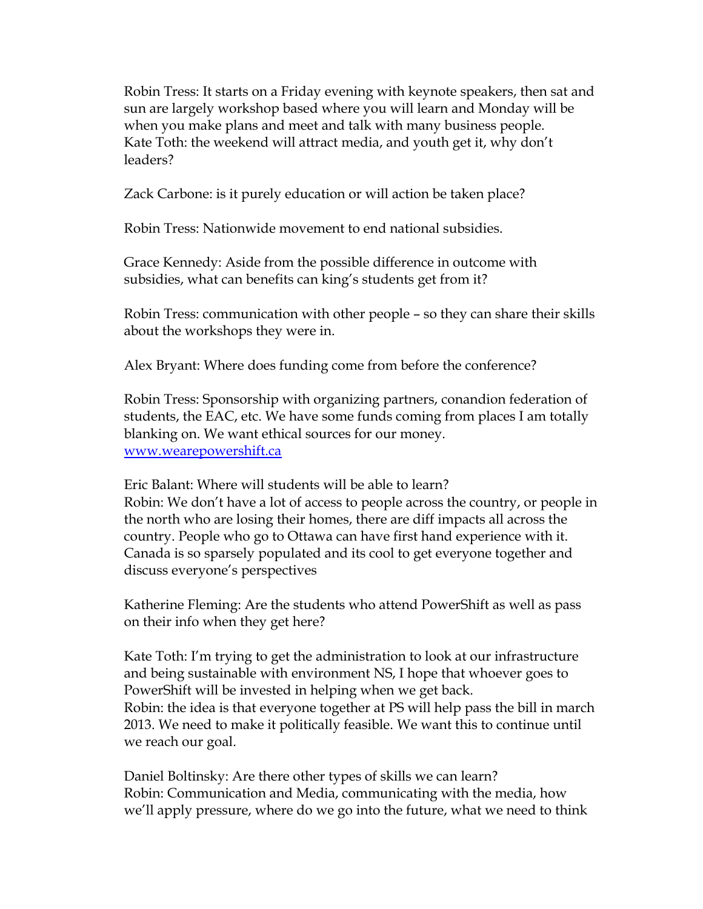Robin Tress: It starts on a Friday evening with keynote speakers, then sat and sun are largely workshop based where you will learn and Monday will be when you make plans and meet and talk with many business people.
Kate Toth: the weekend will attract media, and youth get it, why don't leaders?

Zack Carbone: is it purely education or will action be taken place?

Robin Tress: Nationwide movement to end national subsidies.

Grace Kennedy: Aside from the possible difference in outcome with subsidies, what can benefits can king's students get from it?

Robin Tress: communication with other people – so they can share their skills about the workshops they were in.

Alex Bryant: Where does funding come from before the conference?

Robin Tress: Sponsorship with organizing partners, conandion federation of students, the EAC, etc. We have some funds coming from places I am totally blanking on. We want ethical sources for our money.
[www.wearepowershift.ca](www.wearepowershift.ca)

Eric Balant: Where will students will be able to learn?
Robin: We don't have a lot of access to people across the country, or people in the north who are losing their homes, there are diff impacts all across the country. People who go to Ottawa can have first hand experience with it. Canada is so sparsely populated and its cool to get everyone together and discuss everyone's perspectives

Katherine Fleming: Are the students who attend PowerShift as well as pass on their info when they get here?

Kate Toth: I'm trying to get the administration to look at our infrastructure and being sustainable with environment NS, I hope that whoever goes to PowerShift will be invested in helping when we get back.
Robin: the idea is that everyone together at PS will help pass the bill in march 2013. We need to make it politically feasible. We want this to continue until we reach our goal.

Daniel Boltinsky: Are there other types of skills we can learn?
Robin: Communication and Media, communicating with the media, how we'll apply pressure, where do we go into the future, what we need to think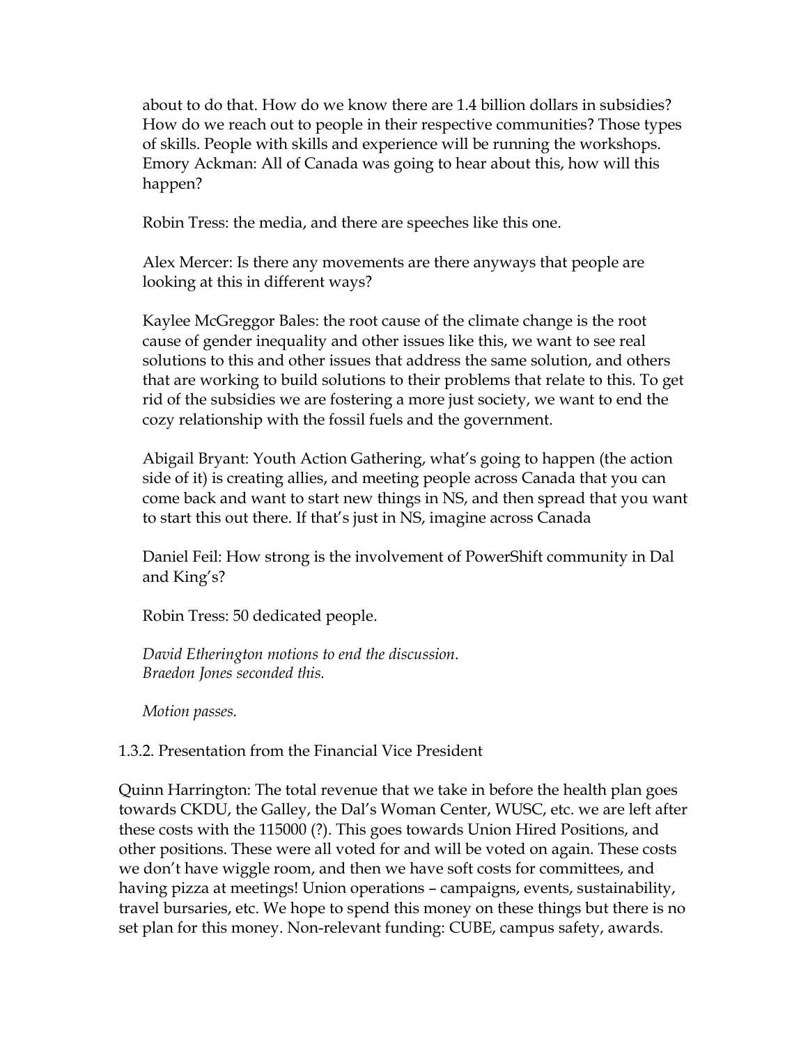about to do that. How do we know there are 1.4 billion dollars in subsidies? How do we reach out to people in their respective communities? Those types of skills. People with skills and experience will be running the workshops.
Emory Ackman: All of Canada was going to hear about this, how will this happen?

Robin Tress: the media, and there are speeches like this one.

Alex Mercer: Is there any movements are there anyways that people are looking at this in different ways?

Kaylee McGreggor Bales: the root cause of the climate change is the root cause of gender inequality and other issues like this, we want to see real solutions to this and other issues that address the same solution, and others that are working to build solutions to their problems that relate to this. To get rid of the subsidies we are fostering a more just society, we want to end the cozy relationship with the fossil fuels and the government.

Abigail Bryant: Youth Action Gathering, what's going to happen (the action side of it) is creating allies, and meeting people across Canada that you can come back and want to start new things in NS, and then spread that you want to start this out there. If that's just in NS, imagine across Canada

Daniel Feil: How strong is the involvement of PowerShift community in Dal and King's?

Robin Tress: 50 dedicated people.

*David Etherington motions to end the discussion.*
*Braedon Jones seconded this.*

*Motion passes.*

1.3.2. Presentation from the Financial Vice President

Quinn Harrington: The total revenue that we take in before the health plan goes towards CKDU, the Galley, the Dal's Woman Center, WUSC, etc. we are left after these costs with the 115000 (?). This goes towards Union Hired Positions, and other positions. These were all voted for and will be voted on again. These costs we don't have wiggle room, and then we have soft costs for committees, and having pizza at meetings! Union operations – campaigns, events, sustainability, travel bursaries, etc. We hope to spend this money on these things but there is no set plan for this money. Non-relevant funding: CUBE, campus safety, awards.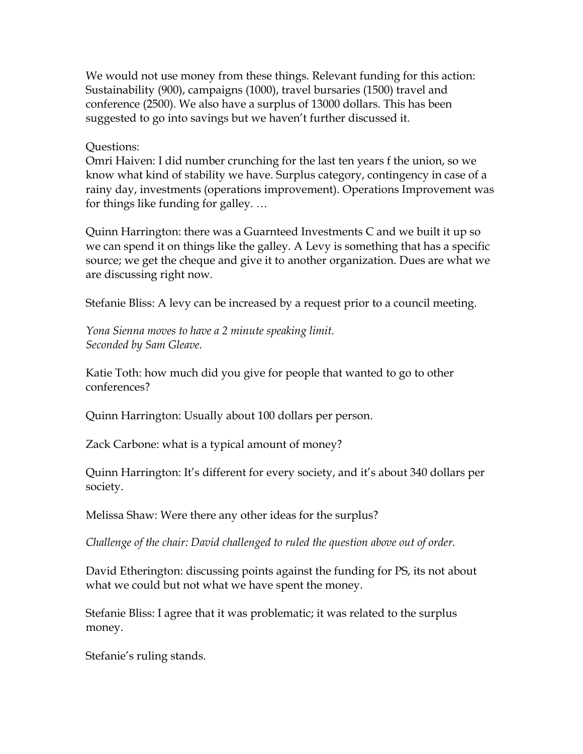We would not use money from these things. Relevant funding for this action: Sustainability (900), campaigns (1000), travel bursaries (1500) travel and conference (2500). We also have a surplus of 13000 dollars. This has been suggested to go into savings but we haven't further discussed it.

Questions:
Omri Haiven: I did number crunching for the last ten years f the union, so we know what kind of stability we have. Surplus category, contingency in case of a rainy day, investments (operations improvement). Operations Improvement was for things like funding for galley. …

Quinn Harrington: there was a Guarnteed Investments C and we built it up so we can spend it on things like the galley. A Levy is something that has a specific source; we get the cheque and give it to another organization. Dues are what we are discussing right now.

Stefanie Bliss: A levy can be increased by a request prior to a council meeting.

*Yona Sienna moves to have a 2 minute speaking limit.*
*Seconded by Sam Gleave.*

Katie Toth: how much did you give for people that wanted to go to other conferences?

Quinn Harrington: Usually about 100 dollars per person.

Zack Carbone: what is a typical amount of money?

Quinn Harrington: It's different for every society, and it's about 340 dollars per society.

Melissa Shaw: Were there any other ideas for the surplus?

*Challenge of the chair: David challenged to ruled the question above out of order.*

David Etherington: discussing points against the funding for PS, its not about what we could but not what we have spent the money.

Stefanie Bliss: I agree that it was problematic; it was related to the surplus money.

Stefanie's ruling stands.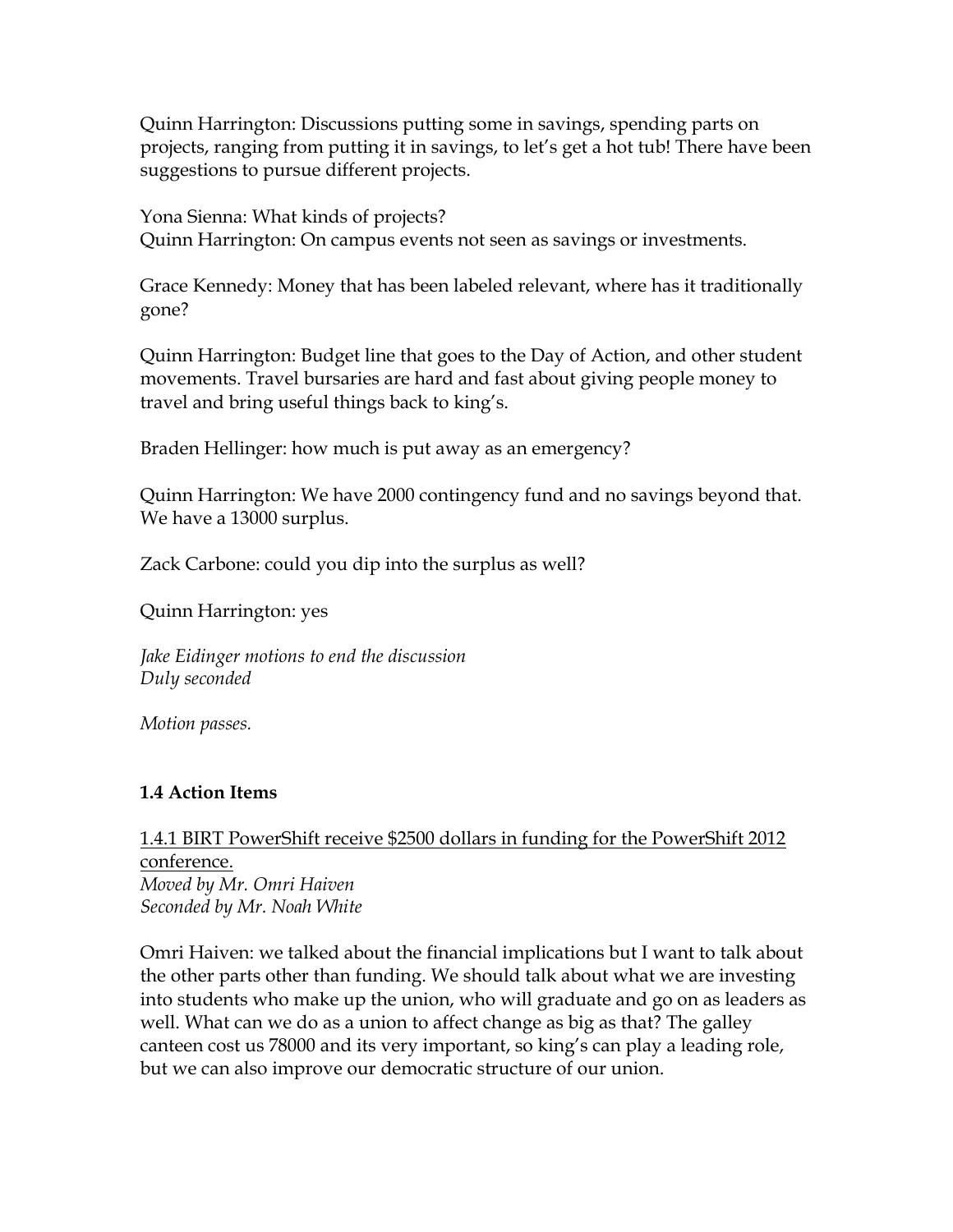Quinn Harrington: Discussions putting some in savings, spending parts on projects, ranging from putting it in savings, to let's get a hot tub! There have been suggestions to pursue different projects.

Yona Sienna: What kinds of projects?
Quinn Harrington: On campus events not seen as savings or investments.

Grace Kennedy: Money that has been labeled relevant, where has it traditionally gone?

Quinn Harrington: Budget line that goes to the Day of Action, and other student movements. Travel bursaries are hard and fast about giving people money to travel and bring useful things back to king's.

Braden Hellinger: how much is put away as an emergency?

Quinn Harrington: We have 2000 contingency fund and no savings beyond that. We have a 13000 surplus.

Zack Carbone: could you dip into the surplus as well?

Quinn Harrington: yes

*Jake Eidinger motions to end the discussion*
*Duly seconded*

*Motion passes.*

### 1.4 Action Items

<u>1.4.1 BIRT PowerShift receive $2500 dollars in funding for the PowerShift 2012 conference.</u>
*Moved by Mr. Omri Haiven*
*Seconded by Mr. Noah White*

Omri Haiven: we talked about the financial implications but I want to talk about the other parts other than funding. We should talk about what we are investing into students who make up the union, who will graduate and go on as leaders as well. What can we do as a union to affect change as big as that? The galley canteen cost us 78000 and its very important, so king's can play a leading role, but we can also improve our democratic structure of our union.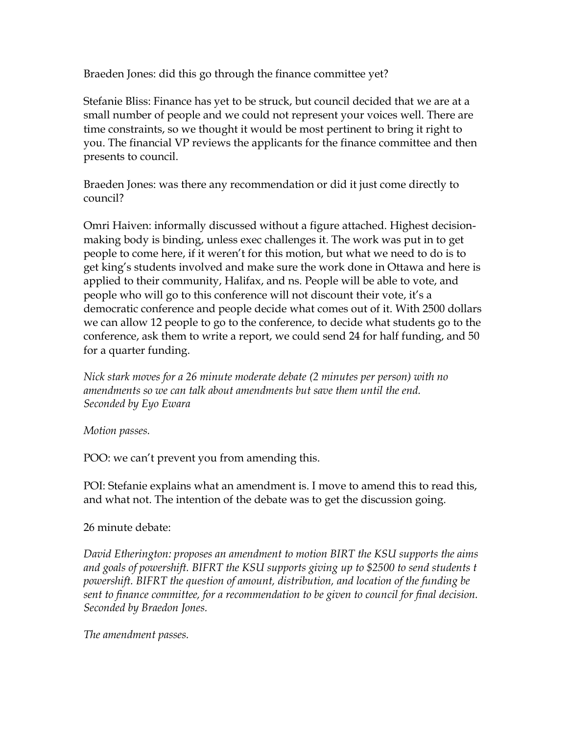Braeden Jones: did this go through the finance committee yet?

Stefanie Bliss: Finance has yet to be struck, but council decided that we are at a small number of people and we could not represent your voices well. There are time constraints, so we thought it would be most pertinent to bring it right to you. The financial VP reviews the applicants for the finance committee and then presents to council.

Braeden Jones: was there any recommendation or did it just come directly to council?

Omri Haiven: informally discussed without a figure attached. Highest decision-making body is binding, unless exec challenges it. The work was put in to get people to come here, if it weren't for this motion, but what we need to do is to get king's students involved and make sure the work done in Ottawa and here is applied to their community, Halifax, and ns. People will be able to vote, and people who will go to this conference will not discount their vote, it's a democratic conference and people decide what comes out of it. With 2500 dollars we can allow 12 people to go to the conference, to decide what students go to the conference, ask them to write a report, we could send 24 for half funding, and 50 for a quarter funding.

*Nick stark moves for a 26 minute moderate debate (2 minutes per person) with no amendments so we can talk about amendments but save them until the end.*
*Seconded by Eyo Ewara*

*Motion passes.*

POO: we can't prevent you from amending this.

POI: Stefanie explains what an amendment is. I move to amend this to read this, and what not. The intention of the debate was to get the discussion going.

26 minute debate:

*David Etherington: proposes an amendment to motion BIRT the KSU supports the aims and goals of powershift. BIFRT the KSU supports giving up to $2500 to send students t powershift. BIFRT the question of amount, distribution, and location of the funding be sent to finance committee, for a recommendation to be given to council for final decision. Seconded by Braedon Jones.*

*The amendment passes.*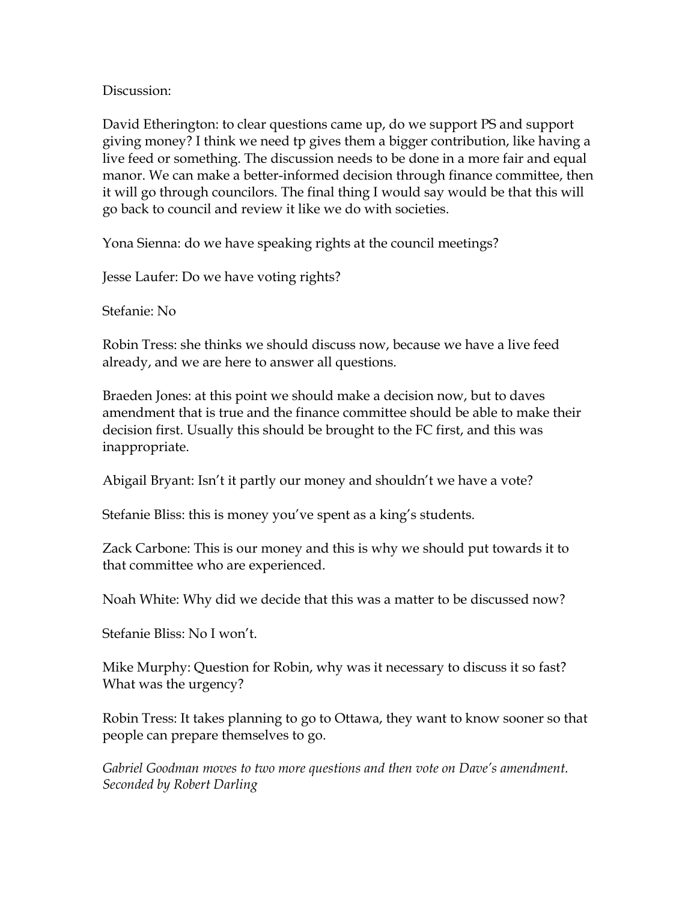Discussion:

David Etherington: to clear questions came up, do we support PS and support giving money? I think we need tp gives them a bigger contribution, like having a live feed or something. The discussion needs to be done in a more fair and equal manor. We can make a better-informed decision through finance committee, then it will go through councilors. The final thing I would say would be that this will go back to council and review it like we do with societies.

Yona Sienna: do we have speaking rights at the council meetings?

Jesse Laufer: Do we have voting rights?

Stefanie: No

Robin Tress: she thinks we should discuss now, because we have a live feed already, and we are here to answer all questions.

Braeden Jones: at this point we should make a decision now, but to daves amendment that is true and the finance committee should be able to make their decision first. Usually this should be brought to the FC first, and this was inappropriate.

Abigail Bryant: Isn't it partly our money and shouldn't we have a vote?

Stefanie Bliss: this is money you've spent as a king's students.

Zack Carbone: This is our money and this is why we should put towards it to that committee who are experienced.

Noah White: Why did we decide that this was a matter to be discussed now?

Stefanie Bliss: No I won't.

Mike Murphy: Question for Robin, why was it necessary to discuss it so fast? What was the urgency?

Robin Tress: It takes planning to go to Ottawa, they want to know sooner so that people can prepare themselves to go.

*Gabriel Goodman moves to two more questions and then vote on Dave's amendment. Seconded by Robert Darling*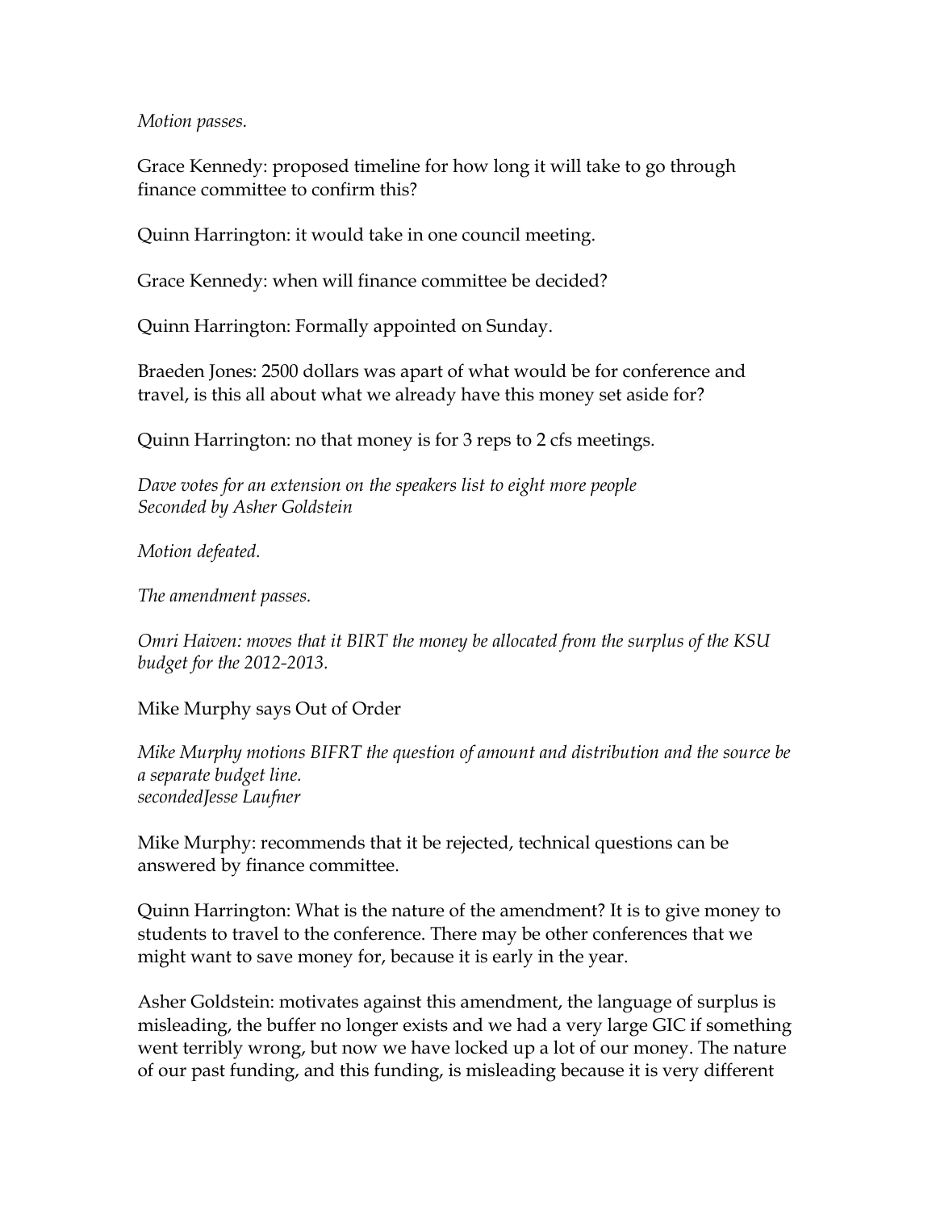*Motion passes.*

Grace Kennedy: proposed timeline for how long it will take to go through finance committee to confirm this?

Quinn Harrington: it would take in one council meeting.

Grace Kennedy: when will finance committee be decided?

Quinn Harrington: Formally appointed on Sunday.

Braeden Jones: 2500 dollars was apart of what would be for conference and travel, is this all about what we already have this money set aside for?

Quinn Harrington: no that money is for 3 reps to 2 cfs meetings.

*Dave votes for an extension on the speakers list to eight more people*
*Seconded by Asher Goldstein*

*Motion defeated.*

*The amendment passes.*

*Omri Haiven: moves that it BIRT the money be allocated from the surplus of the KSU budget for the 2012-2013.*

Mike Murphy says Out of Order

*Mike Murphy motions BIFRT the question of amount and distribution and the source be a separate budget line.*
*secondedJesse Laufner*

Mike Murphy: recommends that it be rejected, technical questions can be answered by finance committee.

Quinn Harrington: What is the nature of the amendment? It is to give money to students to travel to the conference. There may be other conferences that we might want to save money for, because it is early in the year.

Asher Goldstein: motivates against this amendment, the language of surplus is misleading, the buffer no longer exists and we had a very large GIC if something went terribly wrong, but now we have locked up a lot of our money. The nature of our past funding, and this funding, is misleading because it is very different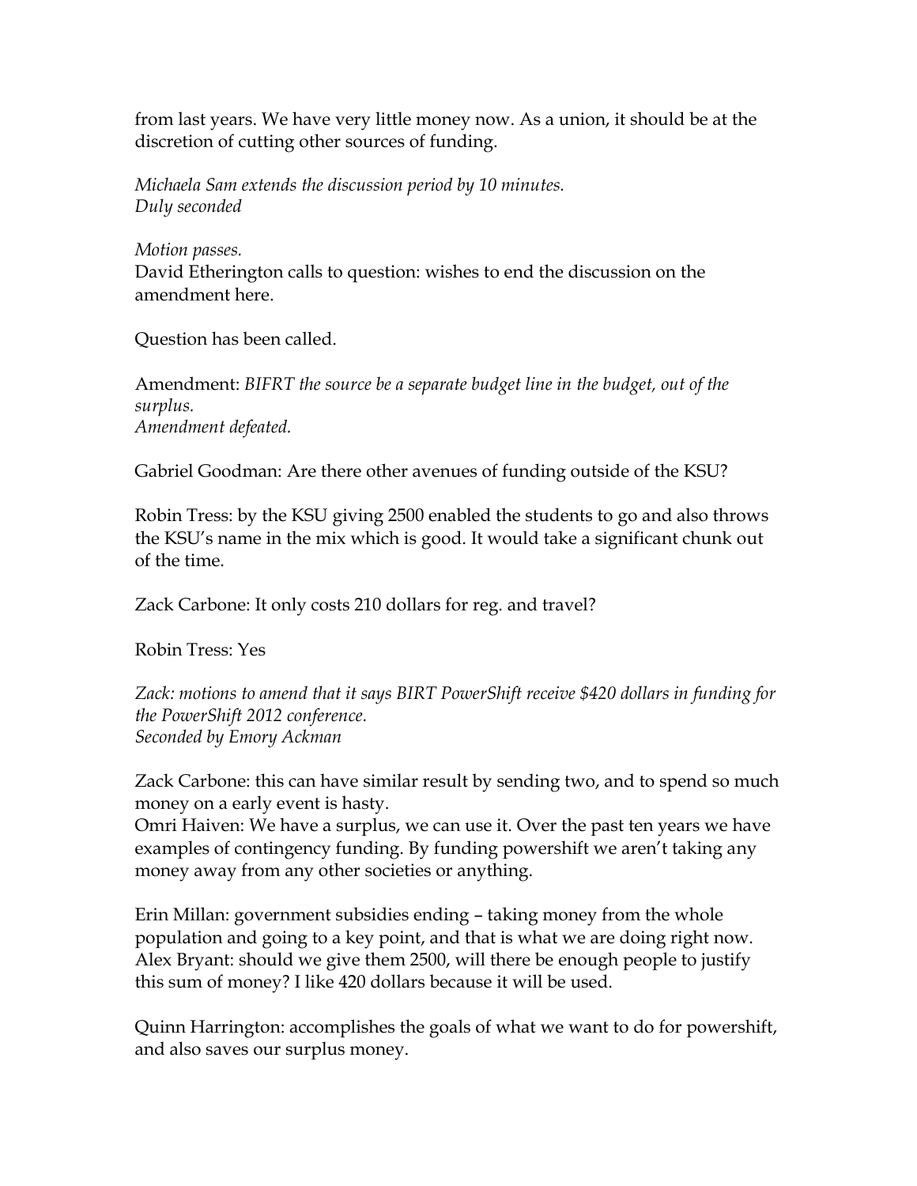from last years. We have very little money now. As a union, it should be at the discretion of cutting other sources of funding.

*Michaela Sam extends the discussion period by 10 minutes.*
*Duly seconded*

*Motion passes.*
David Etherington calls to question: wishes to end the discussion on the amendment here.

Question has been called.

Amendment: *BIFRT the source be a separate budget line in the budget, out of the surplus.*
*Amendment defeated.*

Gabriel Goodman: Are there other avenues of funding outside of the KSU?

Robin Tress: by the KSU giving 2500 enabled the students to go and also throws the KSU's name in the mix which is good. It would take a significant chunk out of the time.

Zack Carbone: It only costs 210 dollars for reg. and travel?

Robin Tress: Yes

*Zack: motions to amend that it says BIRT PowerShift receive $420 dollars in funding for the PowerShift 2012 conference.*
*Seconded by Emory Ackman*

Zack Carbone: this can have similar result by sending two, and to spend so much money on a early event is hasty.
Omri Haiven: We have a surplus, we can use it. Over the past ten years we have examples of contingency funding. By funding powershift we aren't taking any money away from any other societies or anything.

Erin Millan: government subsidies ending – taking money from the whole population and going to a key point, and that is what we are doing right now.
Alex Bryant: should we give them 2500, will there be enough people to justify this sum of money? I like 420 dollars because it will be used.

Quinn Harrington: accomplishes the goals of what we want to do for powershift, and also saves our surplus money.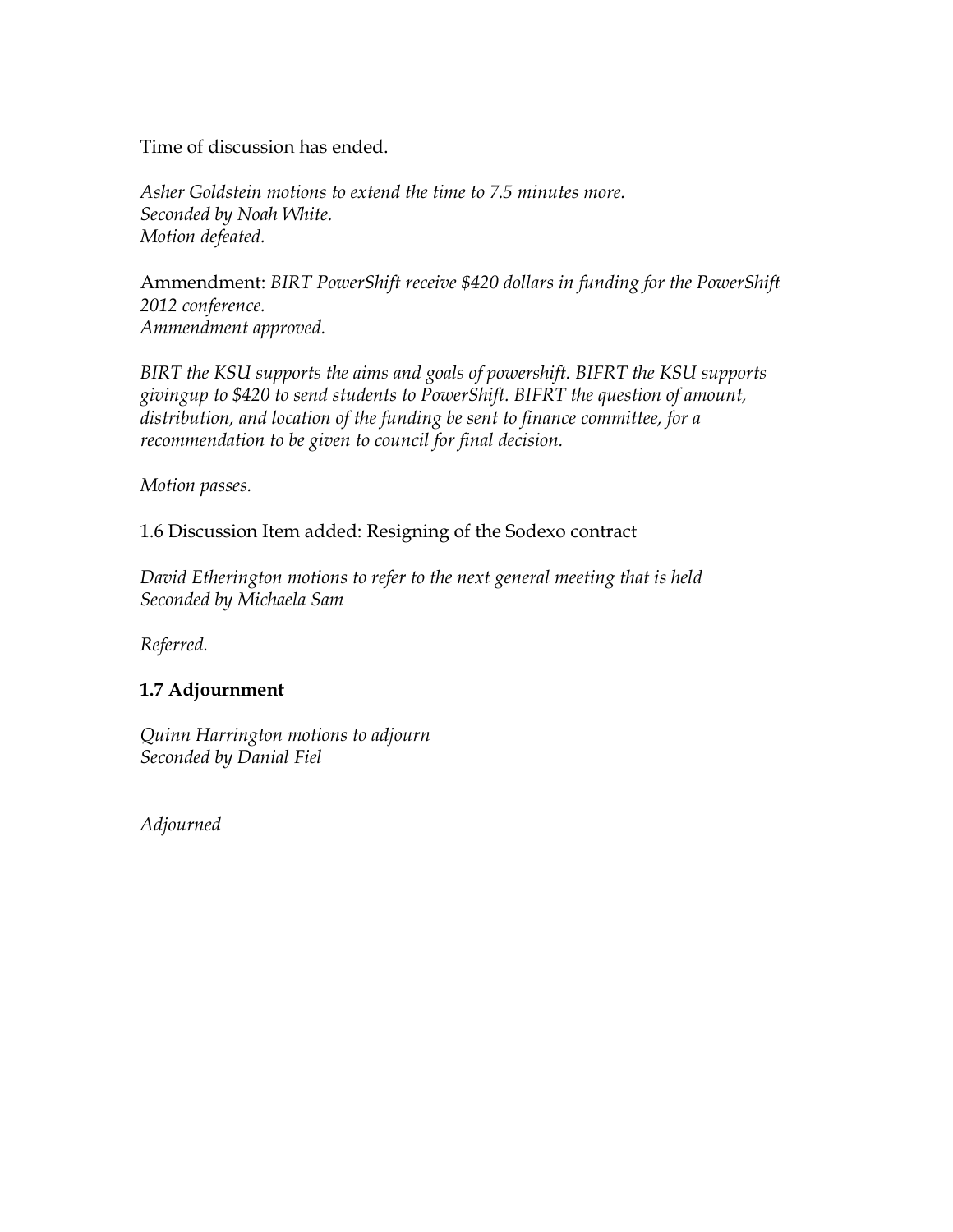Time of discussion has ended.

*Asher Goldstein motions to extend the time to 7.5 minutes more.*
*Seconded by Noah White.*
*Motion defeated.*

Ammendment: *BIRT PowerShift receive $420 dollars in funding for the PowerShift 2012 conference.*
*Ammendment approved.*

*BIRT the KSU supports the aims and goals of powershift. BIFRT the KSU supports givingup to $420 to send students to PowerShift. BIFRT the question of amount, distribution, and location of the funding be sent to finance committee, for a recommendation to be given to council for final decision.*

*Motion passes.*

1.6 Discussion Item added: Resigning of the Sodexo contract

*David Etherington motions to refer to the next general meeting that is held*
*Seconded by Michaela Sam*

*Referred.*

**1.7 Adjournment**

*Quinn Harrington motions to adjourn*
*Seconded by Danial Fiel*

*Adjourned*